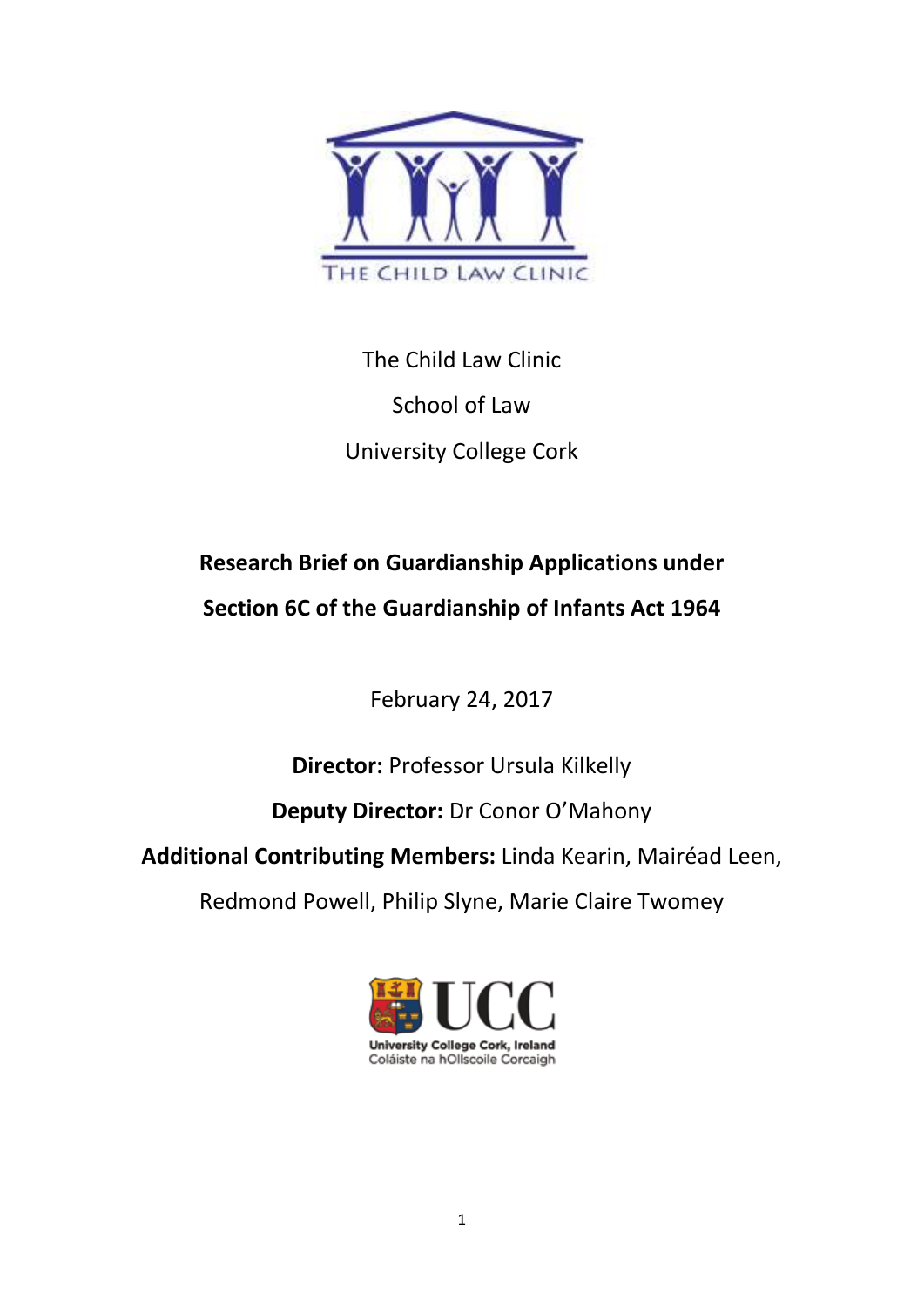THE CHILD LAW CLINIC

The Child Law Clinic

School of Law

University College Cork

# Research Brief on Guardianship Applications under Section 6C of the Guardianship of Infants Act 1964

February 24, 2017

**Director:** Professor Ursula Kilkelly

**Deputy Director:** Dr Conor O'Mahony

**Additional Contributing Members:** Linda Kearin, Mairéad Leen, Redmond Powell, Philip Slyne, Marie Claire Twomey

University College Cork, Ireland
Coláiste na hOllscoile Corcaigh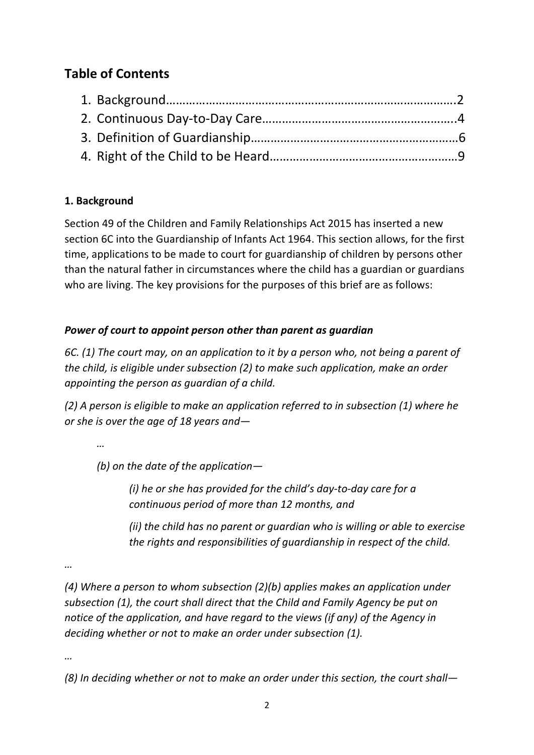# Table of Contents

1. Background……………………………………………………………………….2
2. Continuous Day-to-Day Care…………………………………………………..4
3. Definition of Guardianship……………………………………………………6
4. Right of the Child to be Heard………………………………………………9

## 1. Background

Section 49 of the Children and Family Relationships Act 2015 has inserted a new section 6C into the Guardianship of Infants Act 1964. This section allows, for the first time, applications to be made to court for guardianship of children by persons other than the natural father in circumstances where the child has a guardian or guardians who are living. The key provisions for the purposes of this brief are as follows:

***Power of court to appoint person other than parent as guardian***

*6C. (1) The court may, on an application to it by a person who, not being a parent of the child, is eligible under subsection (2) to make such application, make an order appointing the person as guardian of a child.*

*(2) A person is eligible to make an application referred to in subsection (1) where he or she is over the age of 18 years and—*

> *…*
>
> *(b) on the date of the application—*
>
> > *(i) he or she has provided for the child's day-to-day care for a continuous period of more than 12 months, and*
> >
> > *(ii) the child has no parent or guardian who is willing or able to exercise the rights and responsibilities of guardianship in respect of the child.*

*…*

*(4) Where a person to whom subsection (2)(b) applies makes an application under subsection (1), the court shall direct that the Child and Family Agency be put on notice of the application, and have regard to the views (if any) of the Agency in deciding whether or not to make an order under subsection (1).*

*…*

*(8) In deciding whether or not to make an order under this section, the court shall—*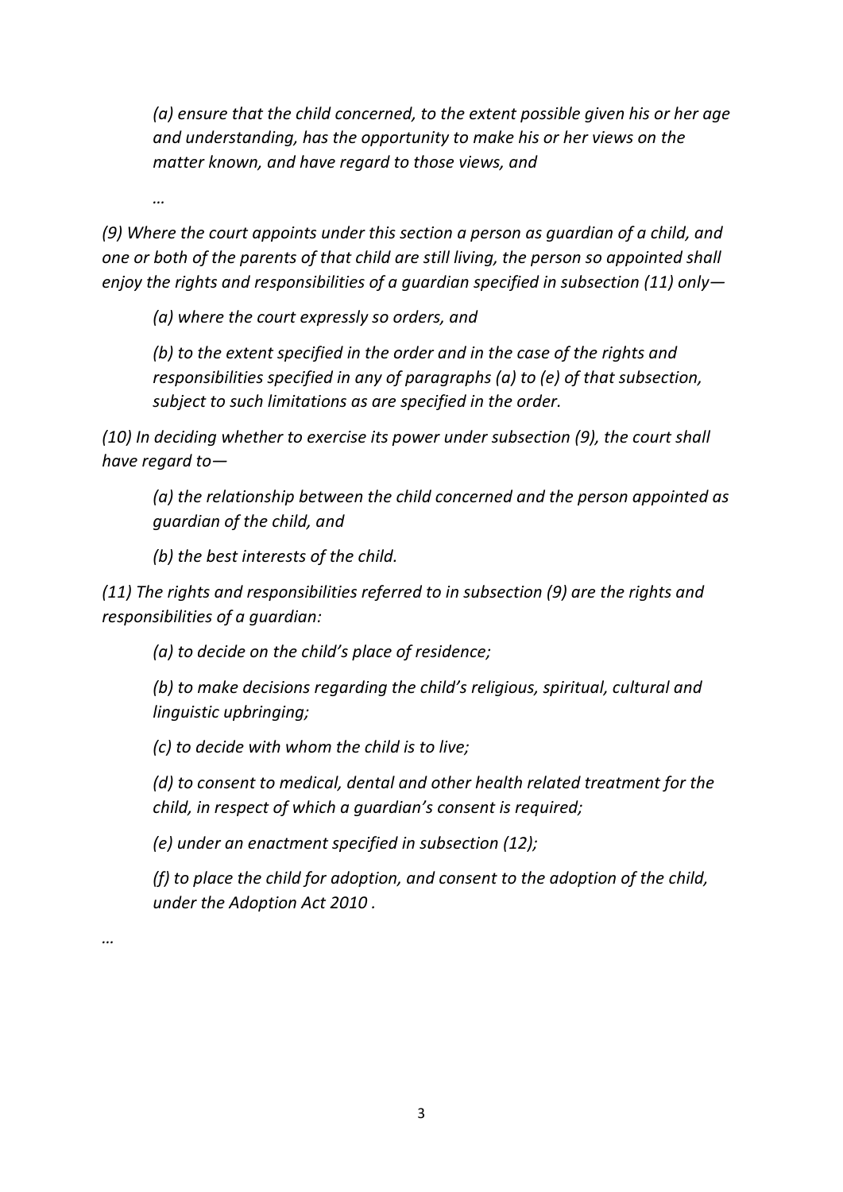*(a) ensure that the child concerned, to the extent possible given his or her age and understanding, has the opportunity to make his or her views on the matter known, and have regard to those views, and*

*…*

*(9) Where the court appoints under this section a person as guardian of a child, and one or both of the parents of that child are still living, the person so appointed shall enjoy the rights and responsibilities of a guardian specified in subsection (11) only—*

*(a) where the court expressly so orders, and*

*(b) to the extent specified in the order and in the case of the rights and responsibilities specified in any of paragraphs (a) to (e) of that subsection, subject to such limitations as are specified in the order.*

*(10) In deciding whether to exercise its power under subsection (9), the court shall have regard to—*

*(a) the relationship between the child concerned and the person appointed as guardian of the child, and*

*(b) the best interests of the child.*

*(11) The rights and responsibilities referred to in subsection (9) are the rights and responsibilities of a guardian:*

*(a) to decide on the child's place of residence;*

*(b) to make decisions regarding the child's religious, spiritual, cultural and linguistic upbringing;*

*(c) to decide with whom the child is to live;*

*(d) to consent to medical, dental and other health related treatment for the child, in respect of which a guardian's consent is required;*

*(e) under an enactment specified in subsection (12);*

*(f) to place the child for adoption, and consent to the adoption of the child, under the Adoption Act 2010 .*

*…*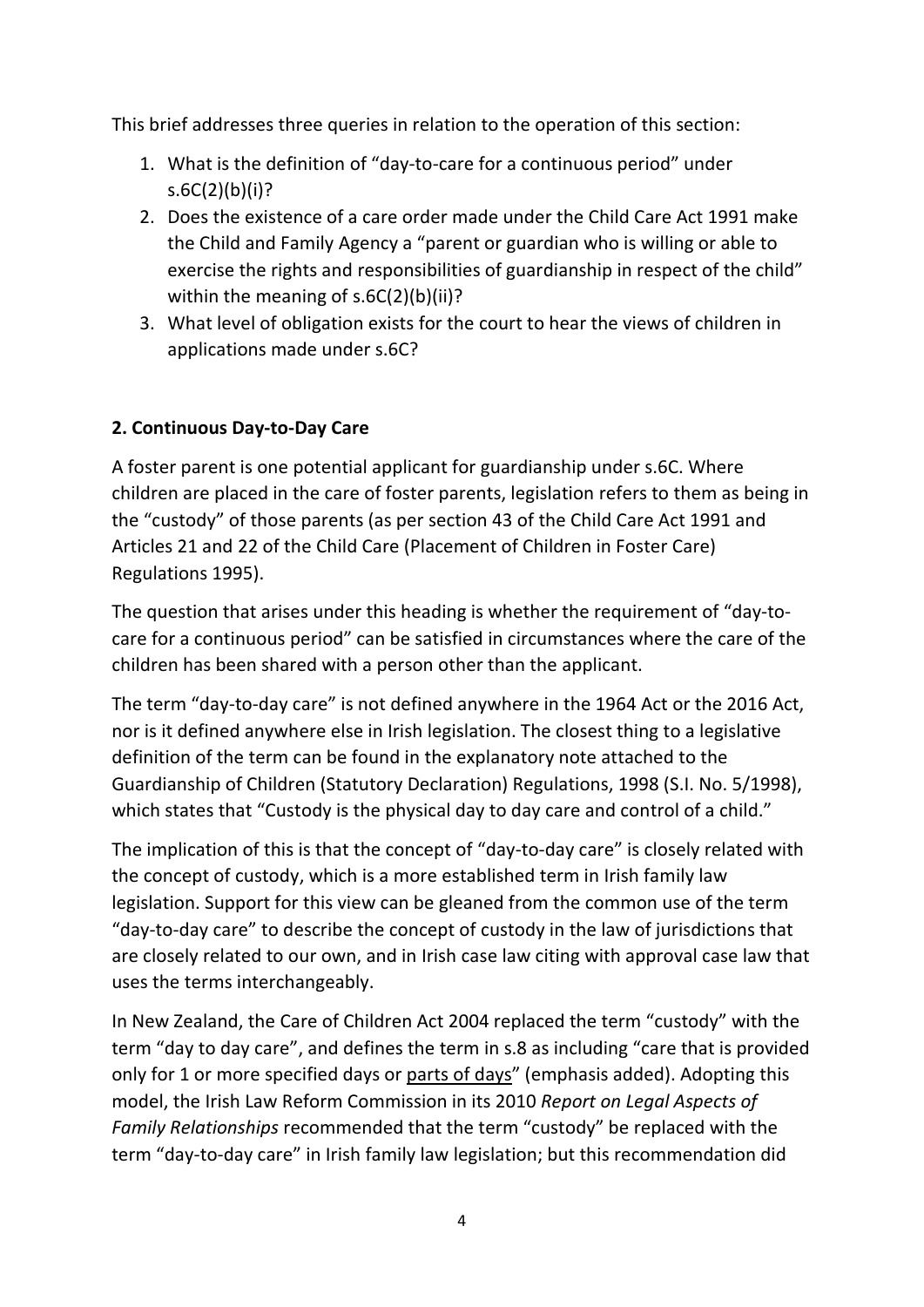This brief addresses three queries in relation to the operation of this section:

1. What is the definition of "day-to-care for a continuous period" under s.6C(2)(b)(i)?
2. Does the existence of a care order made under the Child Care Act 1991 make the Child and Family Agency a "parent or guardian who is willing or able to exercise the rights and responsibilities of guardianship in respect of the child" within the meaning of s.6C(2)(b)(ii)?
3. What level of obligation exists for the court to hear the views of children in applications made under s.6C?

## 2. Continuous Day-to-Day Care

A foster parent is one potential applicant for guardianship under s.6C. Where children are placed in the care of foster parents, legislation refers to them as being in the "custody" of those parents (as per section 43 of the Child Care Act 1991 and Articles 21 and 22 of the Child Care (Placement of Children in Foster Care) Regulations 1995).

The question that arises under this heading is whether the requirement of "day-to-care for a continuous period" can be satisfied in circumstances where the care of the children has been shared with a person other than the applicant.

The term "day-to-day care" is not defined anywhere in the 1964 Act or the 2016 Act, nor is it defined anywhere else in Irish legislation. The closest thing to a legislative definition of the term can be found in the explanatory note attached to the Guardianship of Children (Statutory Declaration) Regulations, 1998 (S.I. No. 5/1998), which states that "Custody is the physical day to day care and control of a child."

The implication of this is that the concept of "day-to-day care" is closely related with the concept of custody, which is a more established term in Irish family law legislation. Support for this view can be gleaned from the common use of the term "day-to-day care" to describe the concept of custody in the law of jurisdictions that are closely related to our own, and in Irish case law citing with approval case law that uses the terms interchangeably.

In New Zealand, the Care of Children Act 2004 replaced the term "custody" with the term "day to day care", and defines the term in s.8 as including "care that is provided only for 1 or more specified days or <u>parts of days</u>" (emphasis added). Adopting this model, the Irish Law Reform Commission in its 2010 *Report on Legal Aspects of Family Relationships* recommended that the term "custody" be replaced with the term "day-to-day care" in Irish family law legislation; but this recommendation did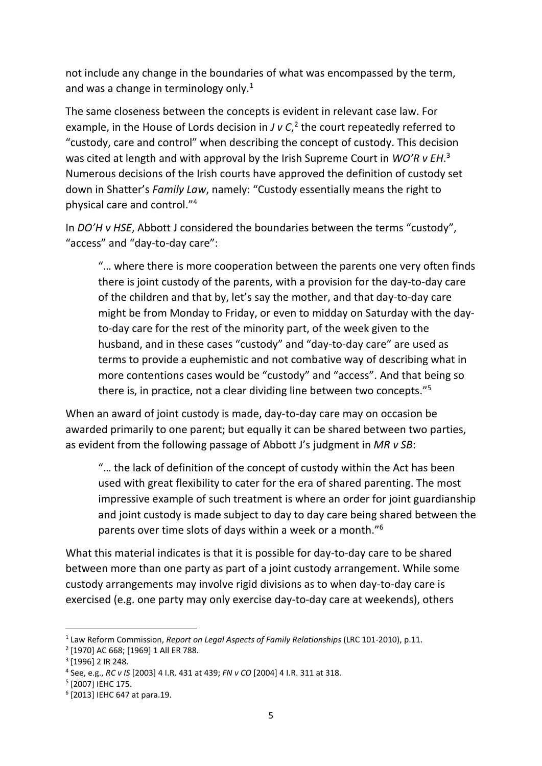not include any change in the boundaries of what was encompassed by the term, and was a change in terminology only.[1]

The same closeness between the concepts is evident in relevant case law. For example, in the House of Lords decision in *J v C*,[2] the court repeatedly referred to "custody, care and control" when describing the concept of custody. This decision was cited at length and with approval by the Irish Supreme Court in *WO'R v EH*.[3] Numerous decisions of the Irish courts have approved the definition of custody set down in Shatter's *Family Law*, namely: "Custody essentially means the right to physical care and control."[4]

In *DO'H v HSE*, Abbott J considered the boundaries between the terms "custody", "access" and "day-to-day care":

> "… where there is more cooperation between the parents one very often finds there is joint custody of the parents, with a provision for the day-to-day care of the children and that by, let's say the mother, and that day-to-day care might be from Monday to Friday, or even to midday on Saturday with the day-to-day care for the rest of the minority part, of the week given to the husband, and in these cases "custody" and "day-to-day care" are used as terms to provide a euphemistic and not combative way of describing what in more contentions cases would be "custody" and "access". And that being so there is, in practice, not a clear dividing line between two concepts."[5]

When an award of joint custody is made, day-to-day care may on occasion be awarded primarily to one parent; but equally it can be shared between two parties, as evident from the following passage of Abbott J's judgment in *MR v SB*:

> "… the lack of definition of the concept of custody within the Act has been used with great flexibility to cater for the era of shared parenting. The most impressive example of such treatment is where an order for joint guardianship and joint custody is made subject to day to day care being shared between the parents over time slots of days within a week or a month."[6]

What this material indicates is that it is possible for day-to-day care to be shared between more than one party as part of a joint custody arrangement. While some custody arrangements may involve rigid divisions as to when day-to-day care is exercised (e.g. one party may only exercise day-to-day care at weekends), others

---

[1] Law Reform Commission, *Report on Legal Aspects of Family Relationships* (LRC 101-2010), p.11.

[2] [1970] AC 668; [1969] 1 All ER 788.

[3] [1996] 2 IR 248.

[4] See, e.g., *RC v IS* [2003] 4 I.R. 431 at 439; *FN v CO* [2004] 4 I.R. 311 at 318.

[5] [2007] IEHC 175.

[6] [2013] IEHC 647 at para.19.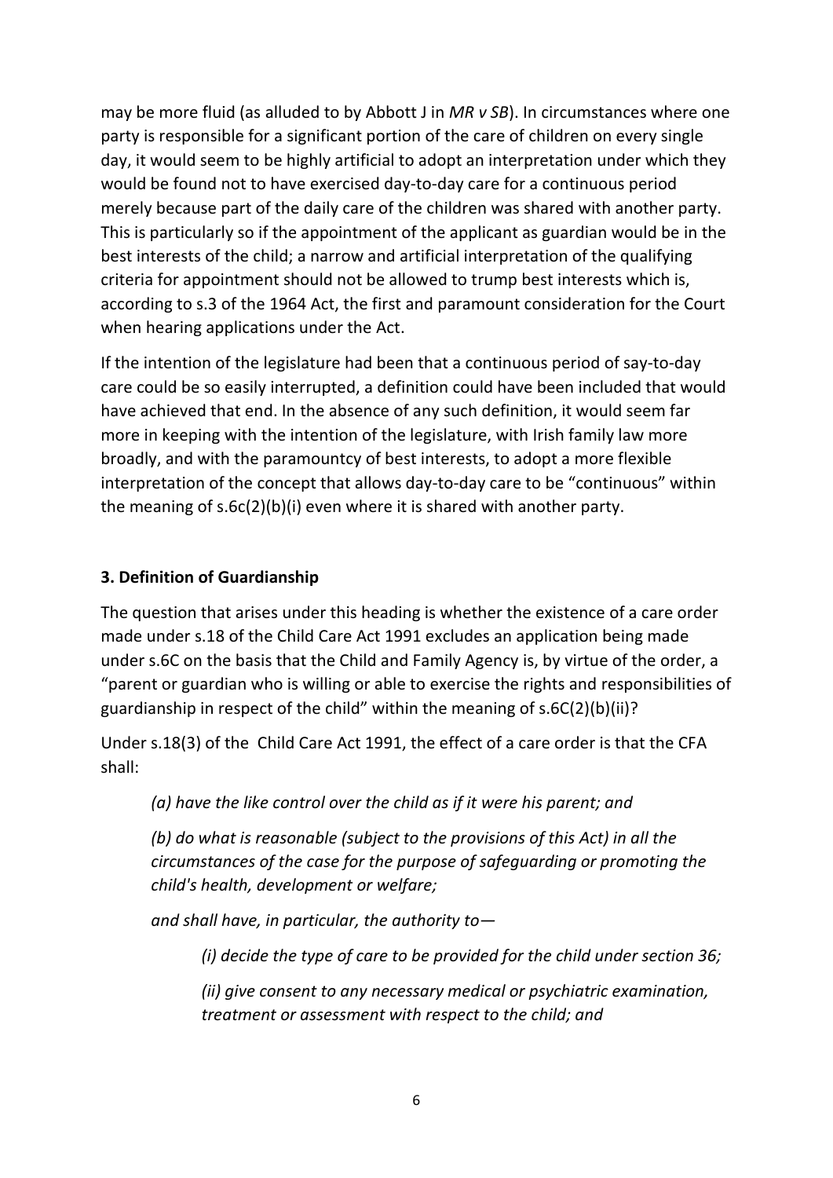may be more fluid (as alluded to by Abbott J in *MR v SB*). In circumstances where one party is responsible for a significant portion of the care of children on every single day, it would seem to be highly artificial to adopt an interpretation under which they would be found not to have exercised day-to-day care for a continuous period merely because part of the daily care of the children was shared with another party. This is particularly so if the appointment of the applicant as guardian would be in the best interests of the child; a narrow and artificial interpretation of the qualifying criteria for appointment should not be allowed to trump best interests which is, according to s.3 of the 1964 Act, the first and paramount consideration for the Court when hearing applications under the Act.

If the intention of the legislature had been that a continuous period of say-to-day care could be so easily interrupted, a definition could have been included that would have achieved that end. In the absence of any such definition, it would seem far more in keeping with the intention of the legislature, with Irish family law more broadly, and with the paramountcy of best interests, to adopt a more flexible interpretation of the concept that allows day-to-day care to be "continuous" within the meaning of s.6c(2)(b)(i) even where it is shared with another party.

### 3. Definition of Guardianship

The question that arises under this heading is whether the existence of a care order made under s.18 of the Child Care Act 1991 excludes an application being made under s.6C on the basis that the Child and Family Agency is, by virtue of the order, a "parent or guardian who is willing or able to exercise the rights and responsibilities of guardianship in respect of the child" within the meaning of s.6C(2)(b)(ii)?

Under s.18(3) of the Child Care Act 1991, the effect of a care order is that the CFA shall:

> *(a) have the like control over the child as if it were his parent; and*
>
> *(b) do what is reasonable (subject to the provisions of this Act) in all the circumstances of the case for the purpose of safeguarding or promoting the child's health, development or welfare;*
>
> *and shall have, in particular, the authority to—*
>
> > *(i) decide the type of care to be provided for the child under section 36;*
> >
> > *(ii) give consent to any necessary medical or psychiatric examination, treatment or assessment with respect to the child; and*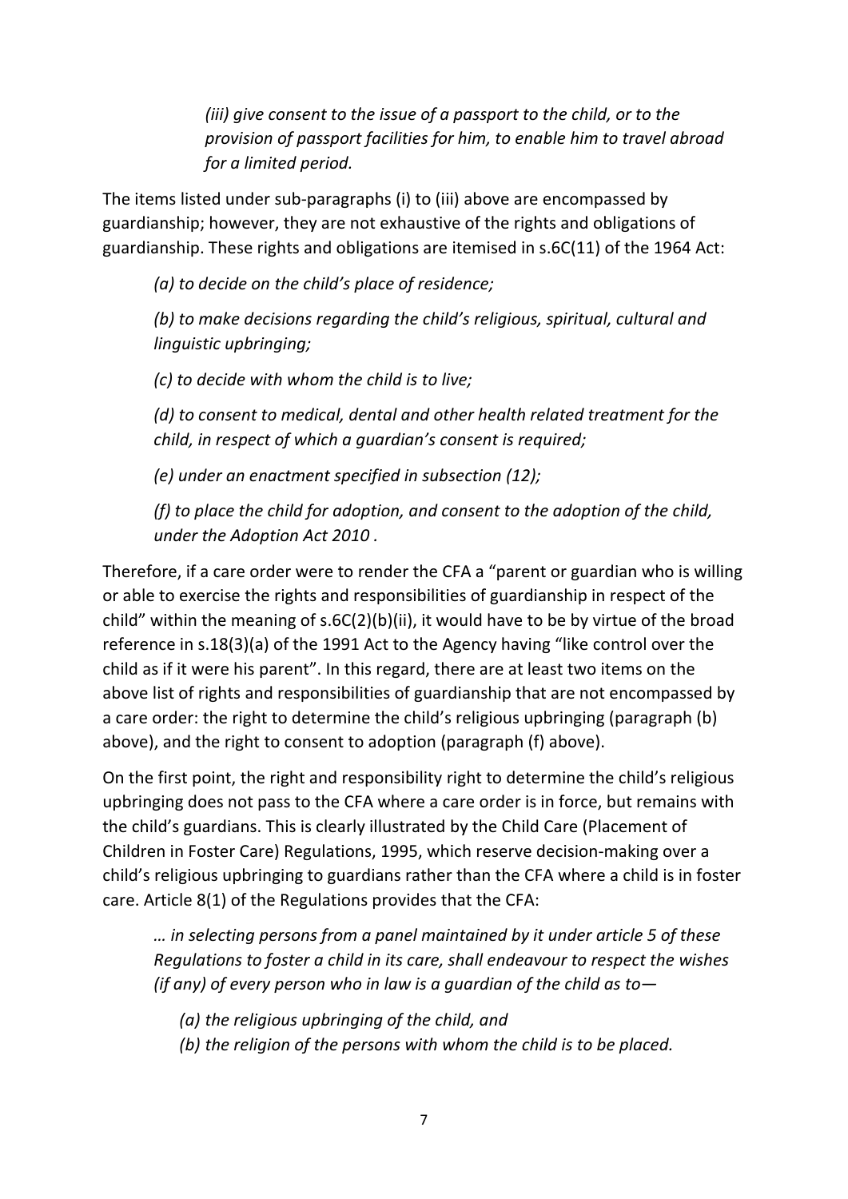*(iii) give consent to the issue of a passport to the child, or to the provision of passport facilities for him, to enable him to travel abroad for a limited period.*

The items listed under sub-paragraphs (i) to (iii) above are encompassed by guardianship; however, they are not exhaustive of the rights and obligations of guardianship. These rights and obligations are itemised in s.6C(11) of the 1964 Act:

*(a) to decide on the child's place of residence;*

*(b) to make decisions regarding the child's religious, spiritual, cultural and linguistic upbringing;*

*(c) to decide with whom the child is to live;*

*(d) to consent to medical, dental and other health related treatment for the child, in respect of which a guardian's consent is required;*

*(e) under an enactment specified in subsection (12);*

*(f) to place the child for adoption, and consent to the adoption of the child, under the Adoption Act 2010 .*

Therefore, if a care order were to render the CFA a "parent or guardian who is willing or able to exercise the rights and responsibilities of guardianship in respect of the child" within the meaning of s.6C(2)(b)(ii), it would have to be by virtue of the broad reference in s.18(3)(a) of the 1991 Act to the Agency having "like control over the child as if it were his parent". In this regard, there are at least two items on the above list of rights and responsibilities of guardianship that are not encompassed by a care order: the right to determine the child's religious upbringing (paragraph (b) above), and the right to consent to adoption (paragraph (f) above).

On the first point, the right and responsibility right to determine the child's religious upbringing does not pass to the CFA where a care order is in force, but remains with the child's guardians. This is clearly illustrated by the Child Care (Placement of Children in Foster Care) Regulations, 1995, which reserve decision-making over a child's religious upbringing to guardians rather than the CFA where a child is in foster care. Article 8(1) of the Regulations provides that the CFA:

*… in selecting persons from a panel maintained by it under article 5 of these Regulations to foster a child in its care, shall endeavour to respect the wishes (if any) of every person who in law is a guardian of the child as to—*

*(a) the religious upbringing of the child, and*
*(b) the religion of the persons with whom the child is to be placed.*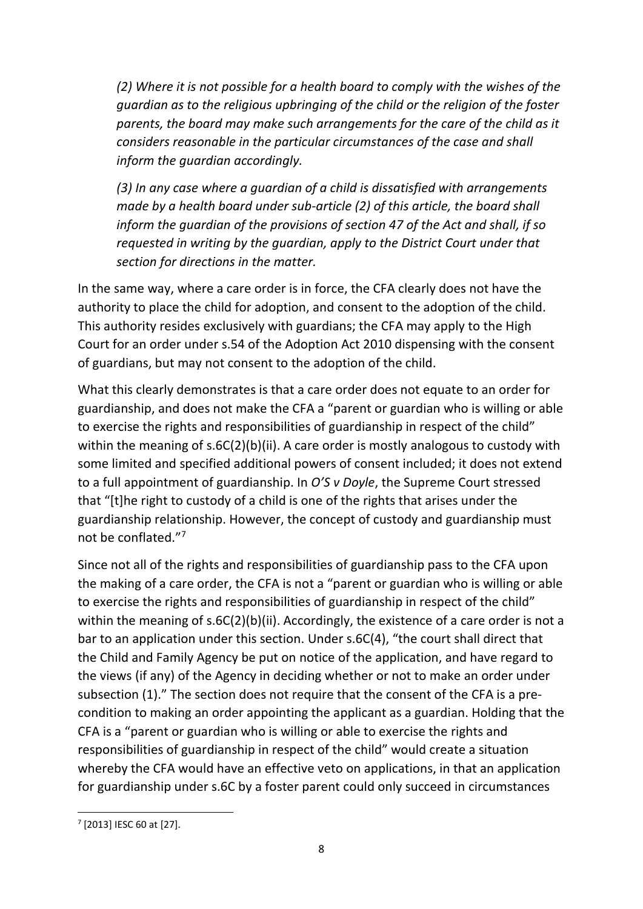> *(2) Where it is not possible for a health board to comply with the wishes of the guardian as to the religious upbringing of the child or the religion of the foster parents, the board may make such arrangements for the care of the child as it considers reasonable in the particular circumstances of the case and shall inform the guardian accordingly.*
>
> *(3) In any case where a guardian of a child is dissatisfied with arrangements made by a health board under sub-article (2) of this article, the board shall inform the guardian of the provisions of section 47 of the Act and shall, if so requested in writing by the guardian, apply to the District Court under that section for directions in the matter.*

In the same way, where a care order is in force, the CFA clearly does not have the authority to place the child for adoption, and consent to the adoption of the child. This authority resides exclusively with guardians; the CFA may apply to the High Court for an order under s.54 of the Adoption Act 2010 dispensing with the consent of guardians, but may not consent to the adoption of the child.

What this clearly demonstrates is that a care order does not equate to an order for guardianship, and does not make the CFA a "parent or guardian who is willing or able to exercise the rights and responsibilities of guardianship in respect of the child" within the meaning of s.6C(2)(b)(ii). A care order is mostly analogous to custody with some limited and specified additional powers of consent included; it does not extend to a full appointment of guardianship. In *O'S v Doyle*, the Supreme Court stressed that "[t]he right to custody of a child is one of the rights that arises under the guardianship relationship. However, the concept of custody and guardianship must not be conflated."[7]

Since not all of the rights and responsibilities of guardianship pass to the CFA upon the making of a care order, the CFA is not a "parent or guardian who is willing or able to exercise the rights and responsibilities of guardianship in respect of the child" within the meaning of s.6C(2)(b)(ii). Accordingly, the existence of a care order is not a bar to an application under this section. Under s.6C(4), "the court shall direct that the Child and Family Agency be put on notice of the application, and have regard to the views (if any) of the Agency in deciding whether or not to make an order under subsection (1)." The section does not require that the consent of the CFA is a pre-condition to making an order appointing the applicant as a guardian. Holding that the CFA is a "parent or guardian who is willing or able to exercise the rights and responsibilities of guardianship in respect of the child" would create a situation whereby the CFA would have an effective veto on applications, in that an application for guardianship under s.6C by a foster parent could only succeed in circumstances

---

[7] [2013] IESC 60 at [27].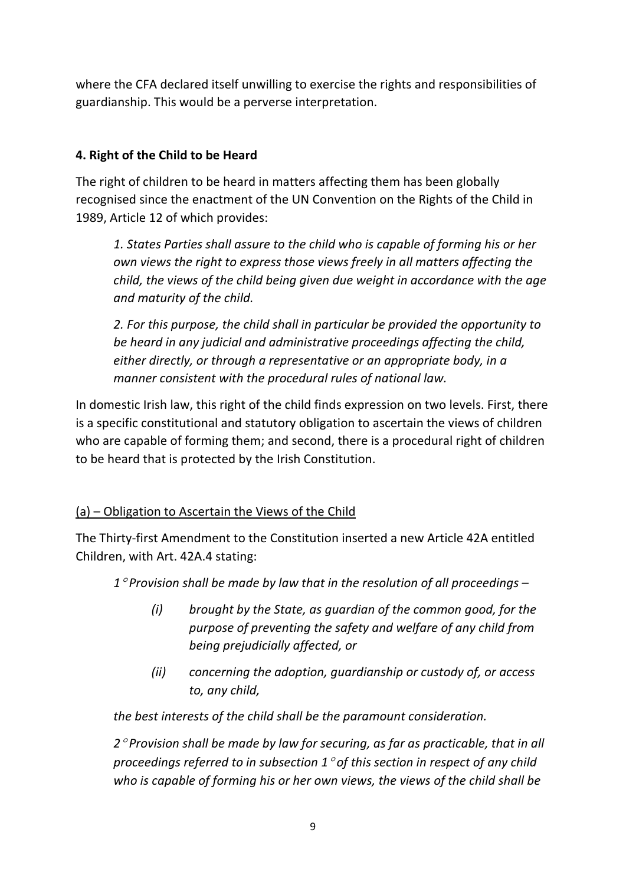where the CFA declared itself unwilling to exercise the rights and responsibilities of guardianship. This would be a perverse interpretation.

**4. Right of the Child to be Heard**

The right of children to be heard in matters affecting them has been globally recognised since the enactment of the UN Convention on the Rights of the Child in 1989, Article 12 of which provides:

> *1. States Parties shall assure to the child who is capable of forming his or her own views the right to express those views freely in all matters affecting the child, the views of the child being given due weight in accordance with the age and maturity of the child.*
>
> *2. For this purpose, the child shall in particular be provided the opportunity to be heard in any judicial and administrative proceedings affecting the child, either directly, or through a representative or an appropriate body, in a manner consistent with the procedural rules of national law.*

In domestic Irish law, this right of the child finds expression on two levels. First, there is a specific constitutional and statutory obligation to ascertain the views of children who are capable of forming them; and second, there is a procedural right of children to be heard that is protected by the Irish Constitution.

(a) – Obligation to Ascertain the Views of the Child

The Thirty-first Amendment to the Constitution inserted a new Article 42A entitled Children, with Art. 42A.4 stating:

> *1° Provision shall be made by law that in the resolution of all proceedings –*
>
> > *(i) brought by the State, as guardian of the common good, for the purpose of preventing the safety and welfare of any child from being prejudicially affected, or*
> >
> > *(ii) concerning the adoption, guardianship or custody of, or access to, any child,*
>
> *the best interests of the child shall be the paramount consideration.*
>
> *2° Provision shall be made by law for securing, as far as practicable, that in all proceedings referred to in subsection 1° of this section in respect of any child who is capable of forming his or her own views, the views of the child shall be*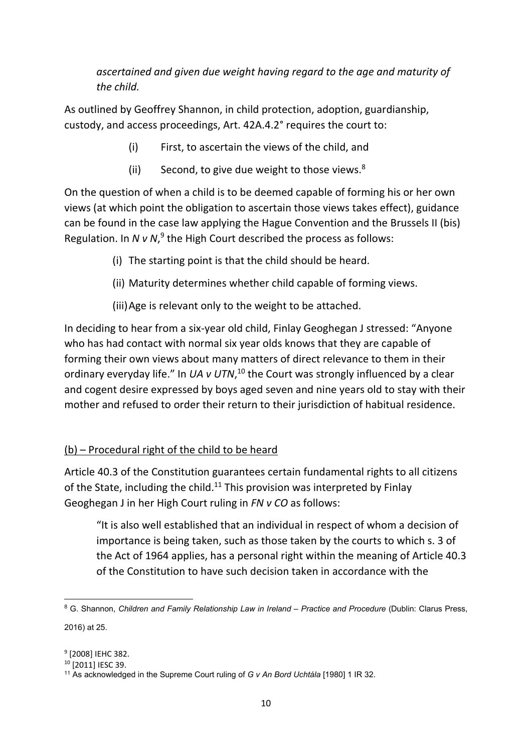*ascertained and given due weight having regard to the age and maturity of the child.*

As outlined by Geoffrey Shannon, in child protection, adoption, guardianship, custody, and access proceedings, Art. 42A.4.2° requires the court to:

(i) First, to ascertain the views of the child, and

(ii) Second, to give due weight to those views.[8]

On the question of when a child is to be deemed capable of forming his or her own views (at which point the obligation to ascertain those views takes effect), guidance can be found in the case law applying the Hague Convention and the Brussels II (bis) Regulation. In *N v N*,[9] the High Court described the process as follows:

(i) The starting point is that the child should be heard.

(ii) Maturity determines whether child capable of forming views.

(iii) Age is relevant only to the weight to be attached.

In deciding to hear from a six-year old child, Finlay Geoghegan J stressed: "Anyone who has had contact with normal six year olds knows that they are capable of forming their own views about many matters of direct relevance to them in their ordinary everyday life." In *UA v UTN*,[10] the Court was strongly influenced by a clear and cogent desire expressed by boys aged seven and nine years old to stay with their mother and refused to order their return to their jurisdiction of habitual residence.

<u>(b) – Procedural right of the child to be heard</u>

Article 40.3 of the Constitution guarantees certain fundamental rights to all citizens of the State, including the child.[11] This provision was interpreted by Finlay Geoghegan J in her High Court ruling in *FN v CO* as follows:

> "It is also well established that an individual in respect of whom a decision of importance is being taken, such as those taken by the courts to which s. 3 of the Act of 1964 applies, has a personal right within the meaning of Article 40.3 of the Constitution to have such decision taken in accordance with the

---

[8] G. Shannon, *Children and Family Relationship Law in Ireland – Practice and Procedure* (Dublin: Clarus Press, 2016) at 25.

[9] [2008] IEHC 382.

[10] [2011] IESC 39.

[11] As acknowledged in the Supreme Court ruling of *G v An Bord Uchtála* [1980] 1 IR 32.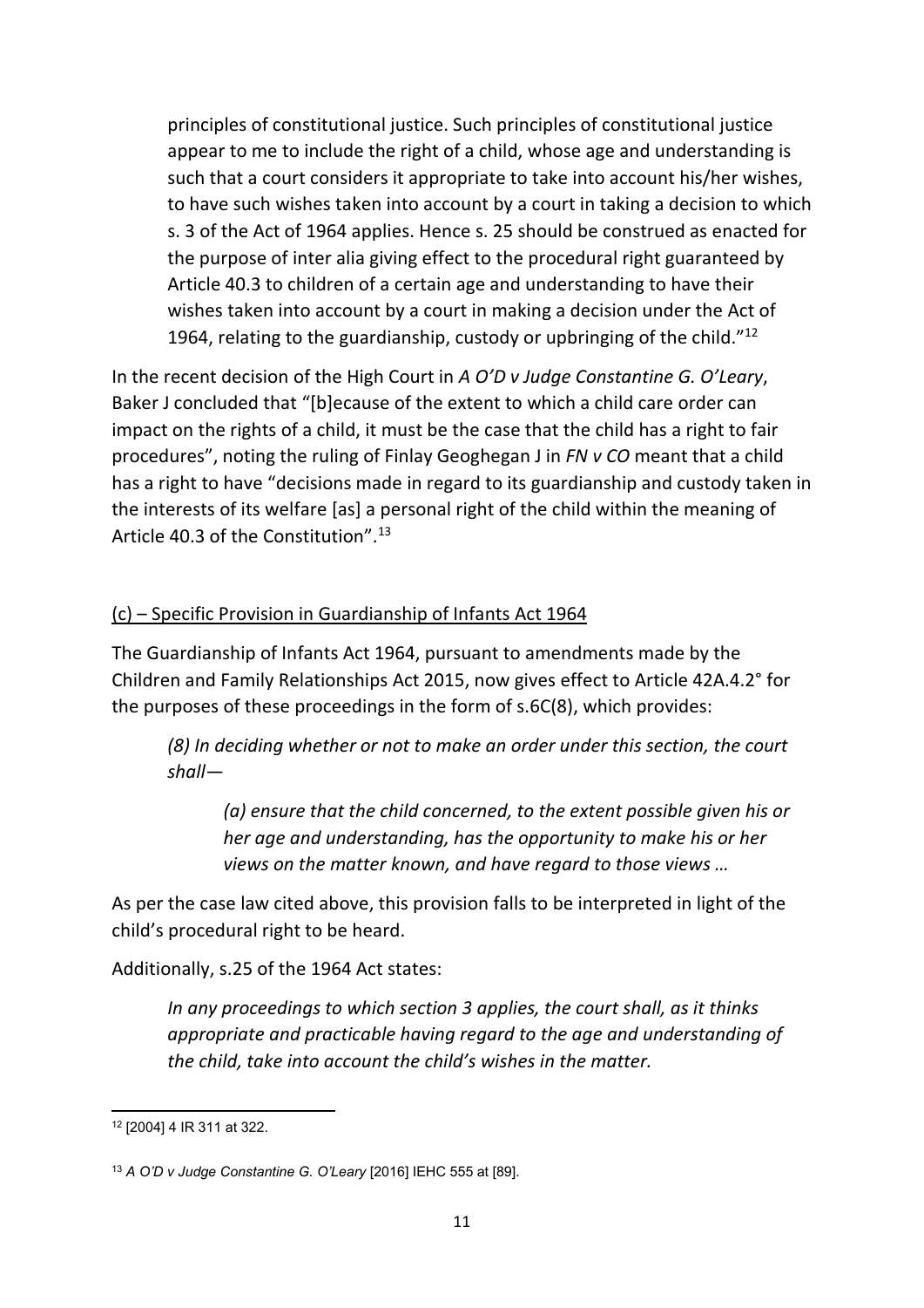> principles of constitutional justice. Such principles of constitutional justice appear to me to include the right of a child, whose age and understanding is such that a court considers it appropriate to take into account his/her wishes, to have such wishes taken into account by a court in taking a decision to which s. 3 of the Act of 1964 applies. Hence s. 25 should be construed as enacted for the purpose of inter alia giving effect to the procedural right guaranteed by Article 40.3 to children of a certain age and understanding to have their wishes taken into account by a court in making a decision under the Act of 1964, relating to the guardianship, custody or upbringing of the child."[12]

In the recent decision of the High Court in *A O'D v Judge Constantine G. O'Leary*, Baker J concluded that "[b]ecause of the extent to which a child care order can impact on the rights of a child, it must be the case that the child has a right to fair procedures", noting the ruling of Finlay Geoghegan J in *FN v CO* meant that a child has a right to have "decisions made in regard to its guardianship and custody taken in the interests of its welfare [as] a personal right of the child within the meaning of Article 40.3 of the Constitution".[13]

<u>(c) – Specific Provision in Guardianship of Infants Act 1964</u>

The Guardianship of Infants Act 1964, pursuant to amendments made by the Children and Family Relationships Act 2015, now gives effect to Article 42A.4.2° for the purposes of these proceedings in the form of s.6C(8), which provides:

> *(8) In deciding whether or not to make an order under this section, the court shall—*
>
> > *(a) ensure that the child concerned, to the extent possible given his or her age and understanding, has the opportunity to make his or her views on the matter known, and have regard to those views …*

As per the case law cited above, this provision falls to be interpreted in light of the child's procedural right to be heard.

Additionally, s.25 of the 1964 Act states:

> *In any proceedings to which section 3 applies, the court shall, as it thinks appropriate and practicable having regard to the age and understanding of the child, take into account the child's wishes in the matter.*

---

[12] [2004] 4 IR 311 at 322.

[13] *A O'D v Judge Constantine G. O'Leary* [2016] IEHC 555 at [89].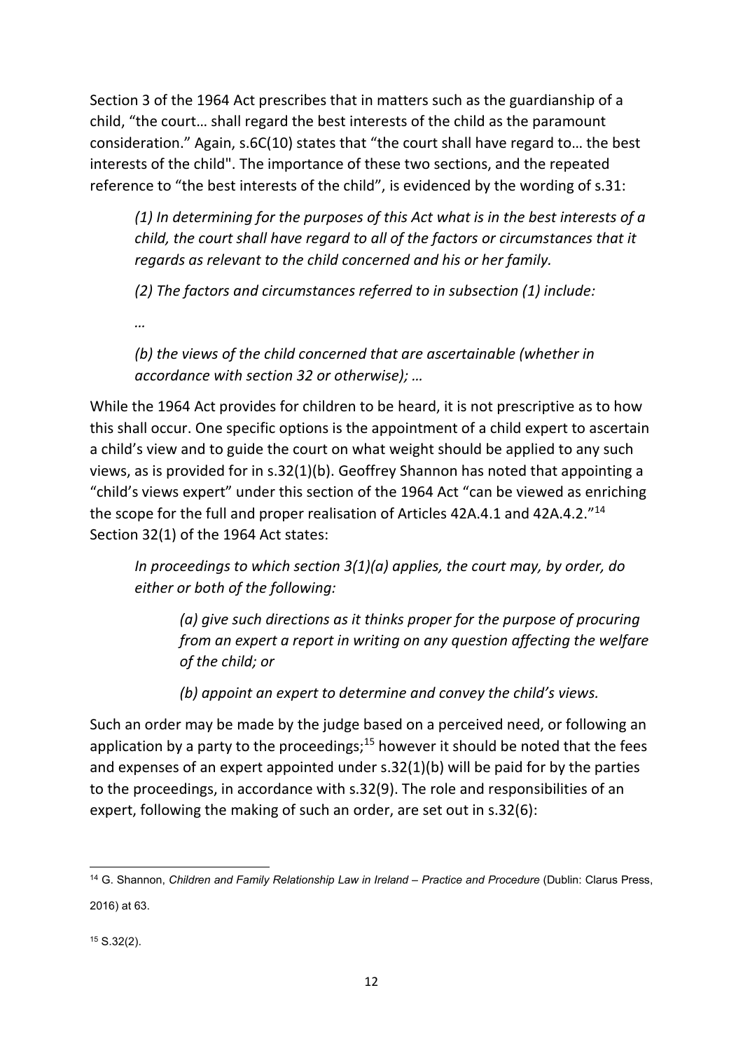Section 3 of the 1964 Act prescribes that in matters such as the guardianship of a child, "the court… shall regard the best interests of the child as the paramount consideration." Again, s.6C(10) states that "the court shall have regard to… the best interests of the child". The importance of these two sections, and the repeated reference to "the best interests of the child", is evidenced by the wording of s.31:

> *(1) In determining for the purposes of this Act what is in the best interests of a child, the court shall have regard to all of the factors or circumstances that it regards as relevant to the child concerned and his or her family.*
>
> *(2) The factors and circumstances referred to in subsection (1) include:*
>
> *…*
>
> *(b) the views of the child concerned that are ascertainable (whether in accordance with section 32 or otherwise); …*

While the 1964 Act provides for children to be heard, it is not prescriptive as to how this shall occur. One specific options is the appointment of a child expert to ascertain a child's view and to guide the court on what weight should be applied to any such views, as is provided for in s.32(1)(b). Geoffrey Shannon has noted that appointing a "child's views expert" under this section of the 1964 Act "can be viewed as enriching the scope for the full and proper realisation of Articles 42A.4.1 and 42A.4.2."[14] Section 32(1) of the 1964 Act states:

> *In proceedings to which section 3(1)(a) applies, the court may, by order, do either or both of the following:*
>
> > *(a) give such directions as it thinks proper for the purpose of procuring from an expert a report in writing on any question affecting the welfare of the child; or*
> >
> > *(b) appoint an expert to determine and convey the child's views.*

Such an order may be made by the judge based on a perceived need, or following an application by a party to the proceedings;[15] however it should be noted that the fees and expenses of an expert appointed under s.32(1)(b) will be paid for by the parties to the proceedings, in accordance with s.32(9). The role and responsibilities of an expert, following the making of such an order, are set out in s.32(6):

---

[14] G. Shannon, *Children and Family Relationship Law in Ireland – Practice and Procedure* (Dublin: Clarus Press, 2016) at 63.

[15] S.32(2).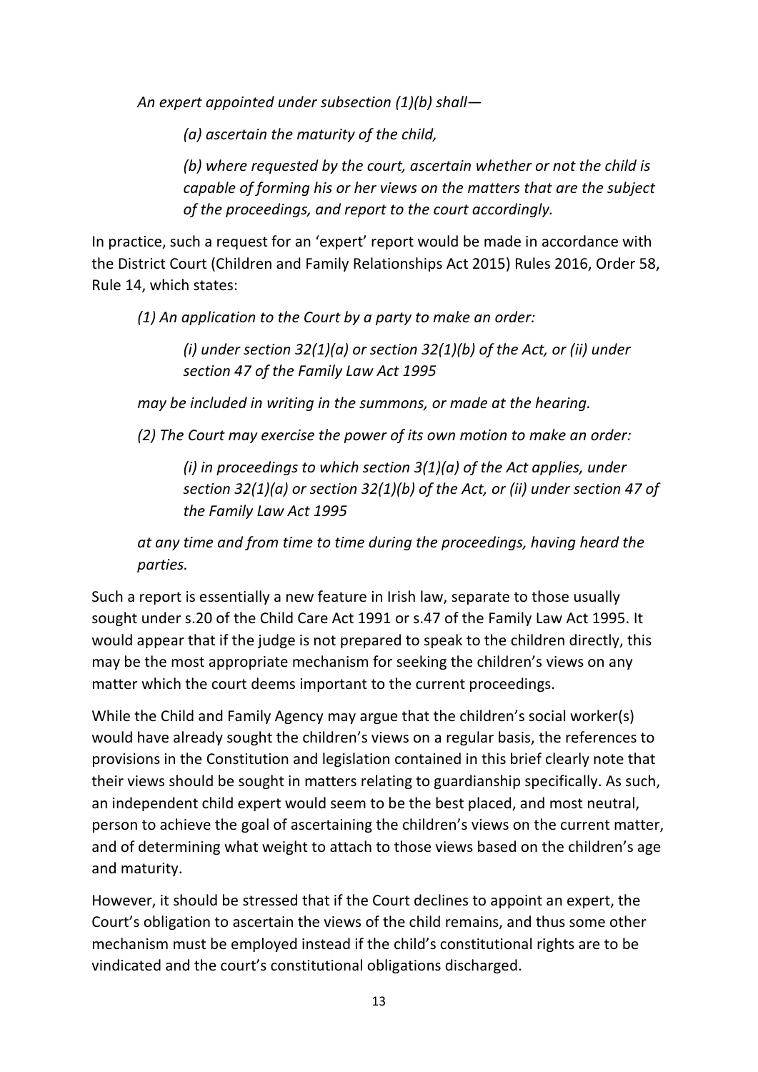*An expert appointed under subsection (1)(b) shall—*

> *(a) ascertain the maturity of the child,*
>
> *(b) where requested by the court, ascertain whether or not the child is capable of forming his or her views on the matters that are the subject of the proceedings, and report to the court accordingly.*

In practice, such a request for an 'expert' report would be made in accordance with the District Court (Children and Family Relationships Act 2015) Rules 2016, Order 58, Rule 14, which states:

*(1) An application to the Court by a party to make an order:*

> *(i) under section 32(1)(a) or section 32(1)(b) of the Act, or (ii) under section 47 of the Family Law Act 1995*

*may be included in writing in the summons, or made at the hearing.*

*(2) The Court may exercise the power of its own motion to make an order:*

> *(i) in proceedings to which section 3(1)(a) of the Act applies, under section 32(1)(a) or section 32(1)(b) of the Act, or (ii) under section 47 of the Family Law Act 1995*

*at any time and from time to time during the proceedings, having heard the parties.*

Such a report is essentially a new feature in Irish law, separate to those usually sought under s.20 of the Child Care Act 1991 or s.47 of the Family Law Act 1995. It would appear that if the judge is not prepared to speak to the children directly, this may be the most appropriate mechanism for seeking the children's views on any matter which the court deems important to the current proceedings.

While the Child and Family Agency may argue that the children's social worker(s) would have already sought the children's views on a regular basis, the references to provisions in the Constitution and legislation contained in this brief clearly note that their views should be sought in matters relating to guardianship specifically. As such, an independent child expert would seem to be the best placed, and most neutral, person to achieve the goal of ascertaining the children's views on the current matter, and of determining what weight to attach to those views based on the children's age and maturity.

However, it should be stressed that if the Court declines to appoint an expert, the Court's obligation to ascertain the views of the child remains, and thus some other mechanism must be employed instead if the child's constitutional rights are to be vindicated and the court's constitutional obligations discharged.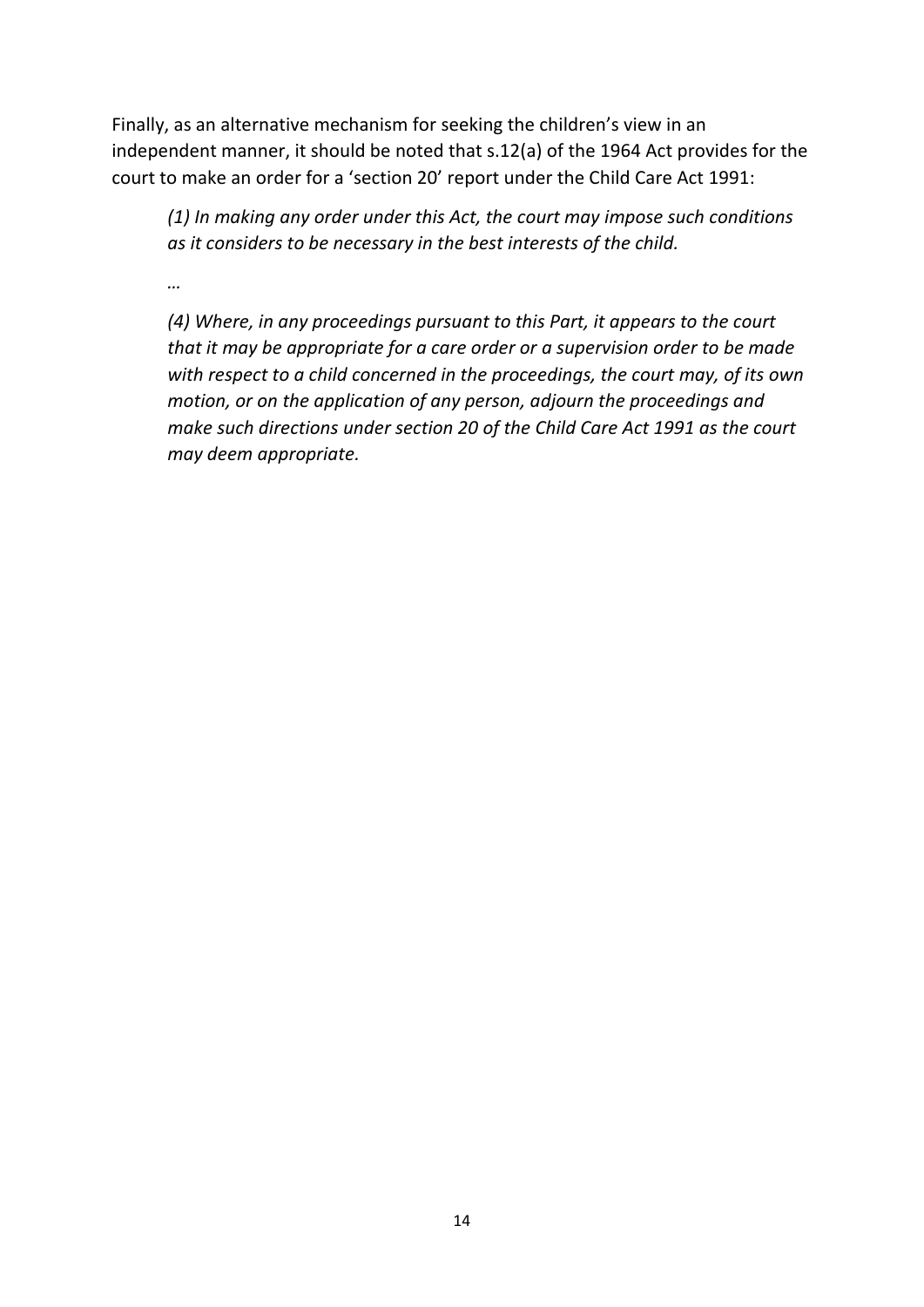Finally, as an alternative mechanism for seeking the children's view in an independent manner, it should be noted that s.12(a) of the 1964 Act provides for the court to make an order for a 'section 20' report under the Child Care Act 1991:

> *(1) In making any order under this Act, the court may impose such conditions as it considers to be necessary in the best interests of the child.*
>
> *…*
>
> *(4) Where, in any proceedings pursuant to this Part, it appears to the court that it may be appropriate for a care order or a supervision order to be made with respect to a child concerned in the proceedings, the court may, of its own motion, or on the application of any person, adjourn the proceedings and make such directions under section 20 of the Child Care Act 1991 as the court may deem appropriate.*